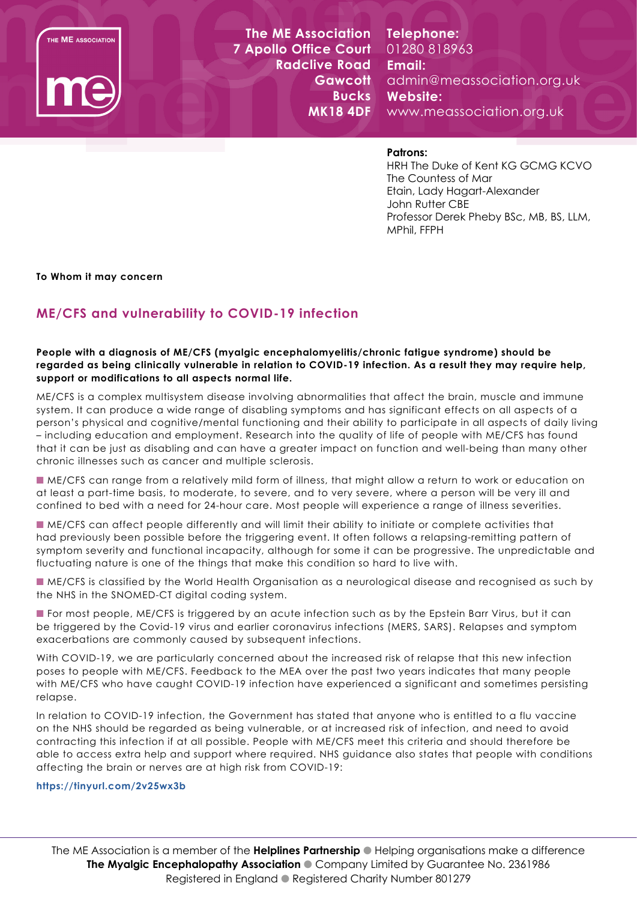THE ME ASSOCIATION

**The ME Association**
**7 Apollo Office Court**
**Radclive Road**
**Gawcott**
**Bucks**
**MK18 4DF**

**Telephone:**
01280 818963
**Email:**
admin@meassociation.org.uk
**Website:**
www.meassociation.org.uk

**Patrons:**
HRH The Duke of Kent KG GCMG KCVO
The Countess of Mar
Etain, Lady Hagart-Alexander
John Rutter CBE
Professor Derek Pheby BSc, MB, BS, LLM, MPhil, FFPH

**To Whom it may concern**

## ME/CFS and vulnerability to COVID-19 infection

**People with a diagnosis of ME/CFS (myalgic encephalomyelitis/chronic fatigue syndrome) should be regarded as being clinically vulnerable in relation to COVID-19 infection. As a result they may require help, support or modifications to all aspects normal life.**

ME/CFS is a complex multisystem disease involving abnormalities that affect the brain, muscle and immune system. It can produce a wide range of disabling symptoms and has significant effects on all aspects of a person's physical and cognitive/mental functioning and their ability to participate in all aspects of daily living – including education and employment. Research into the quality of life of people with ME/CFS has found that it can be just as disabling and can have a greater impact on function and well-being than many other chronic illnesses such as cancer and multiple sclerosis.

- ME/CFS can range from a relatively mild form of illness, that might allow a return to work or education on at least a part-time basis, to moderate, to severe, and to very severe, where a person will be very ill and confined to bed with a need for 24-hour care. Most people will experience a range of illness severities.
- ME/CFS can affect people differently and will limit their ability to initiate or complete activities that had previously been possible before the triggering event. It often follows a relapsing-remitting pattern of symptom severity and functional incapacity, although for some it can be progressive. The unpredictable and fluctuating nature is one of the things that make this condition so hard to live with.
- ME/CFS is classified by the World Health Organisation as a neurological disease and recognised as such by the NHS in the SNOMED-CT digital coding system.
- For most people, ME/CFS is triggered by an acute infection such as by the Epstein Barr Virus, but it can be triggered by the Covid-19 virus and earlier coronavirus infections (MERS, SARS). Relapses and symptom exacerbations are commonly caused by subsequent infections.

With COVID-19, we are particularly concerned about the increased risk of relapse that this new infection poses to people with ME/CFS. Feedback to the MEA over the past two years indicates that many people with ME/CFS who have caught COVID-19 infection have experienced a significant and sometimes persisting relapse.

In relation to COVID-19 infection, the Government has stated that anyone who is entitled to a flu vaccine on the NHS should be regarded as being vulnerable, or at increased risk of infection, and need to avoid contracting this infection if at all possible. People with ME/CFS meet this criteria and should therefore be able to access extra help and support where required. NHS guidance also states that people with conditions affecting the brain or nerves are at high risk from COVID-19:

**https://tinyurl.com/2v25wx3b**

The ME Association is a member of the **Helplines Partnership** ● Helping organisations make a difference
**The Myalgic Encephalopathy Association** ● Company Limited by Guarantee No. 2361986
Registered in England ● Registered Charity Number 801279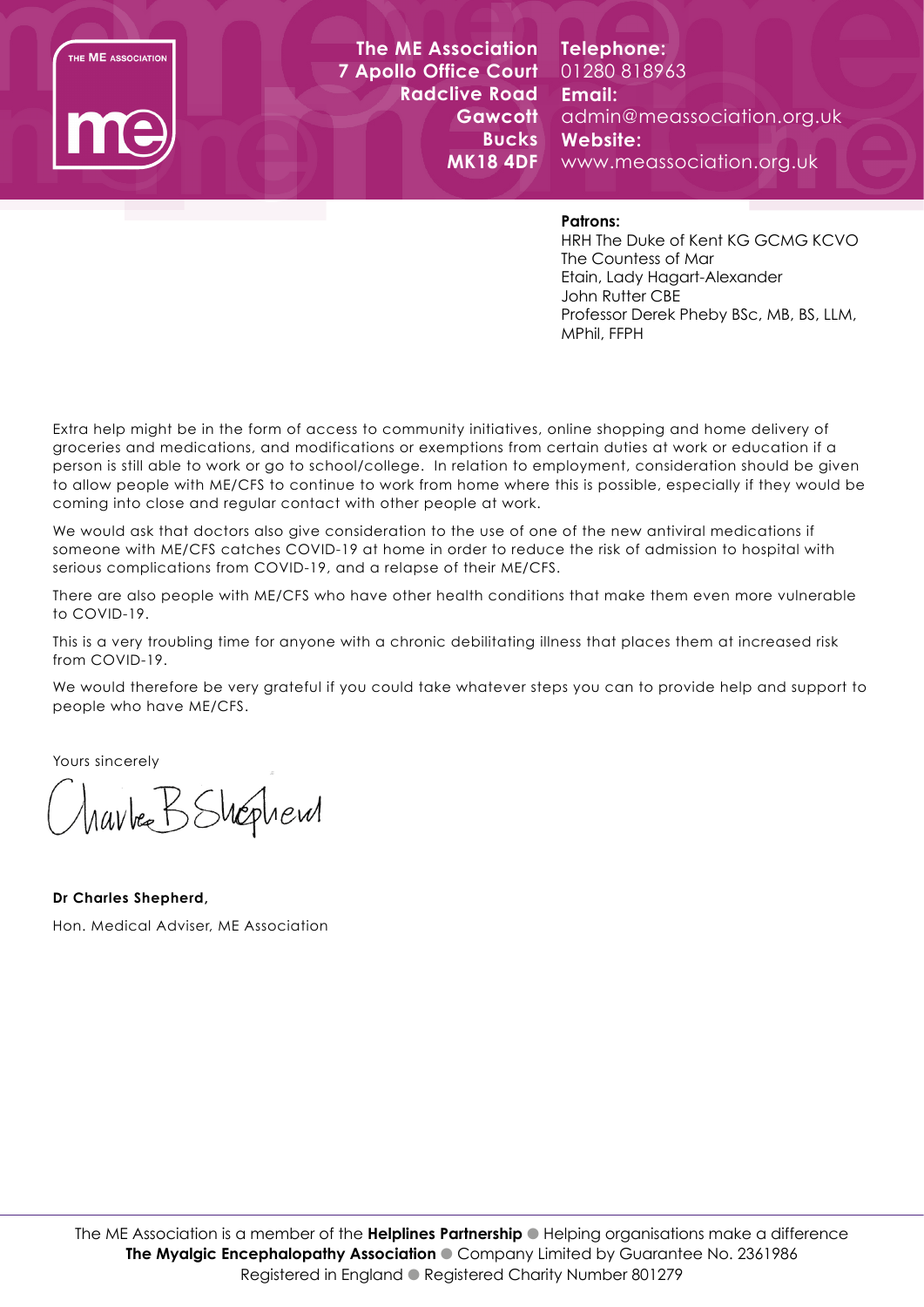**The ME Association**
**7 Apollo Office Court**
**Radclive Road**
**Gawcott**
**Bucks**
**MK18 4DF**

**Telephone:**
01280 818963
**Email:**
admin@meassociation.org.uk
**Website:**
www.meassociation.org.uk

**Patrons:**
HRH The Duke of Kent KG GCMG KCVO
The Countess of Mar
Etain, Lady Hagart-Alexander
John Rutter CBE
Professor Derek Pheby BSc, MB, BS, LLM, MPhil, FFPH

Extra help might be in the form of access to community initiatives, online shopping and home delivery of groceries and medications, and modifications or exemptions from certain duties at work or education if a person is still able to work or go to school/college. In relation to employment, consideration should be given to allow people with ME/CFS to continue to work from home where this is possible, especially if they would be coming into close and regular contact with other people at work.

We would ask that doctors also give consideration to the use of one of the new antiviral medications if someone with ME/CFS catches COVID-19 at home in order to reduce the risk of admission to hospital with serious complications from COVID-19, and a relapse of their ME/CFS.

There are also people with ME/CFS who have other health conditions that make them even more vulnerable to COVID-19.

This is a very troubling time for anyone with a chronic debilitating illness that places them at increased risk from COVID-19.

We would therefore be very grateful if you could take whatever steps you can to provide help and support to people who have ME/CFS.

Yours sincerely

Charles B Shepherd

**Dr Charles Shepherd,**

Hon. Medical Adviser, ME Association

The ME Association is a member of the **Helplines Partnership** ● Helping organisations make a difference
**The Myalgic Encephalopathy Association** ● Company Limited by Guarantee No. 2361986
Registered in England ● Registered Charity Number 801279